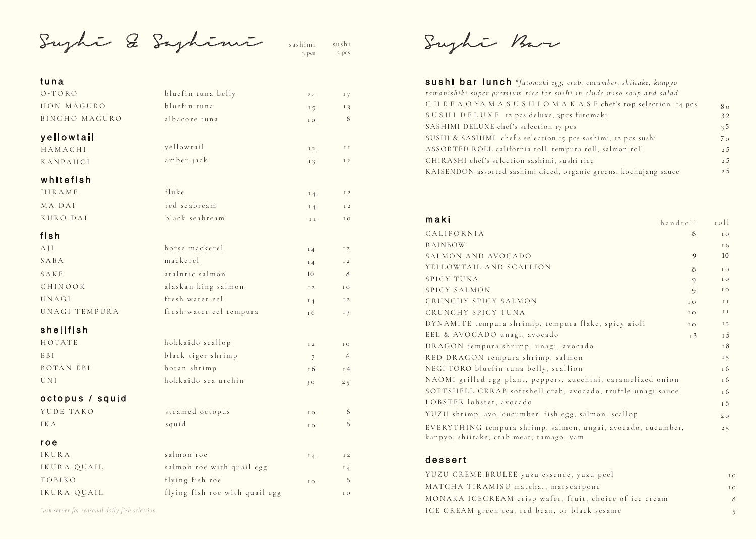# Sushi & Sashimi

| | | sashimi 3 pcs | sushi 2 pcs |
|---|---|---|---|
| **tuna** | | | |
| O-TORO | bluefin tuna belly | 24 | 17 |
| HON MAGURO | bluefin tuna | 15 | 13 |
| BINCHO MAGURO | albacore tuna | 10 | 8 |
| **yellowtail** | | | |
| HAMACHI | yellowtail | 12 | 11 |
| KANPAHCI | amber jack | 13 | 12 |
| **whitefish** | | | |
| HIRAME | fluke | 14 | 12 |
| MA DAI | red seabream | 14 | 12 |
| KURO DAI | black seabream | 11 | 10 |
| **fish** | | | |
| AJI | horse mackerel | 14 | 12 |
| SABA | mackerel | 14 | 12 |
| SAKE | atalntic salmon | 10 | 8 |
| CHINOOK | alaskan king salmon | 12 | 10 |
| UNAGI | fresh water eel | 14 | 12 |
| UNAGI TEMPURA | fresh water eel tempura | 16 | 13 |
| **shellfish** | | | |
| HOTATE | hokkaido scallop | 12 | 10 |
| EBI | black tiger shrimp | 7 | 6 |
| BOTAN EBI | botan shrimp | 16 | 14 |
| UNI | hokkaido sea urchin | 30 | 25 |
| **octopus / squid** | | | |
| YUDE TAKO | steamed octopus | 10 | 8 |
| IKA | squid | 10 | 8 |
| **roe** | | | |
| IKURA | salmon roe | 14 | 12 |
| IKURA QUAIL | salmon roe with quail egg | | 14 |
| TOBIKO | flying fish roe | 10 | 8 |
| IKURA QUAIL | flying fish roe with quail egg | | 10 |

*\*ask server for seasonal daily fish selection*

# Sushi Bar

## sushi bar lunch

*\*futomaki egg, crab, cucumber, shiitake, kanpyo tamanishiki super premium rice for sushi in clude miso soup and salad*

| | |
|---|---|
| CHEF AOYAMA SUSHI OMAKASE chef's top selection, 14 pcs | 80 |
| SUSHI DELUXE 12 pcs deluxe, 3pcs futomaki | 32 |
| SASHIMI DELUXE chef's selection 17 pcs | 35 |
| SUSHI & SASHIMI chef's selection 15 pcs sashimi, 12 pcs sushi | 70 |
| ASSORTED ROLL california roll, tempura roll, salmon roll | 25 |
| CHIRASHI chef's selection sashimi, sushi rice | 25 |
| KAISENDON assorted sashimi diced, organic greens, kochujang sauce | 25 |

## maki

| | handroll | roll |
|---|---|---|
| CALIFORNIA | 8 | 10 |
| RAINBOW | | 16 |
| SALMON AND AVOCADO | 9 | 10 |
| YELLOWTAIL AND SCALLION | 8 | 10 |
| SPICY TUNA | 9 | 10 |
| SPICY SALMON | 9 | 10 |
| CRUNCHY SPICY SALMON | 10 | 11 |
| CRUNCHY SPICY TUNA | 10 | 11 |
| DYNAMITE tempura shrimip, tempura flake, spicy aioli | 10 | 12 |
| EEL & AVOCADO unagi, avocado | 13 | 15 |
| DRAGON tempura shrimp, unagi, avocado | | 18 |
| RED DRAGON tempura shrimp, salmon | | 15 |
| NEGI TORO bluefin tuna belly, scallion | | 16 |
| NAOMI grilled egg plant, peppers, zucchini, caramelized onion | | 16 |
| SOFTSHELL CRRAB softshell crab, avocado, truffle unagi sauce | | 16 |
| LOBSTER lobster, avocado | | 18 |
| YUZU shrimp, avo, cucumber, fish egg, salmon, scallop | | 20 |
| EVERYTHING tempura shrimp, salmon, ungai, avocado, cucumber, kanpyo, shiitake, crab meat, tamago, yam | | 25 |

## dessert

| | |
|---|---|
| YUZU CREME BRULEE yuzu essence, yuzu peel | 10 |
| MATCHA TIRAMISU matcha,, marscarpone | 10 |
| MONAKA ICECREAM crisp wafer, fruit, choice of ice cream | 8 |
| ICE CREAM green tea, red bean, or black sesame | 5 |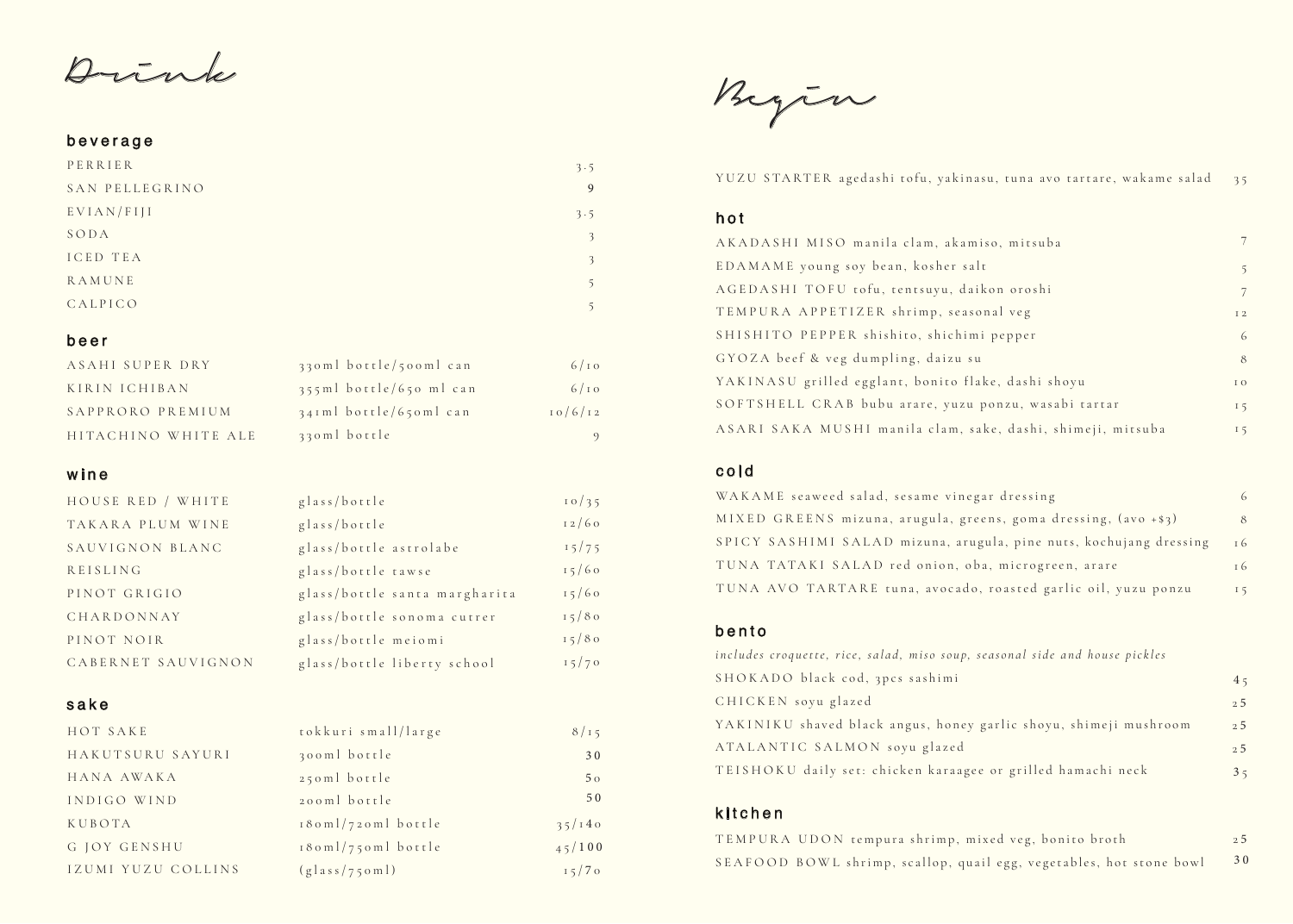# Drink

## beverage

| | |
|---|---|
| PERRIER | 3.5 |
| SAN PELLEGRINO | 9 |
| EVIAN/FIJI | 3.5 |
| SODA | 3 |
| ICED TEA | 3 |
| RAMUNE | 5 |
| CALPICO | 5 |

## beer

| | | |
|---|---|---|
| ASAHI SUPER DRY | 330ml bottle/500ml can | 6/10 |
| KIRIN ICHIBAN | 355ml bottle/650 ml can | 6/10 |
| SAPPRORO PREMIUM | 341ml bottle/650ml can | 10/6/12 |
| HITACHINO WHITE ALE | 330ml bottle | 9 |

## wine

| | | |
|---|---|---|
| HOUSE RED / WHITE | glass/bottle | 10/35 |
| TAKARA PLUM WINE | glass/bottle | 12/60 |
| SAUVIGNON BLANC | glass/bottle astrolabe | 15/75 |
| REISLING | glass/bottle tawse | 15/60 |
| PINOT GRIGIO | glass/bottle santa margharita | 15/60 |
| CHARDONNAY | glass/bottle sonoma cutrer | 15/80 |
| PINOT NOIR | glass/bottle meiomi | 15/80 |
| CABERNET SAUVIGNON | glass/bottle liberty school | 15/70 |

## sake

| | | |
|---|---|---|
| HOT SAKE | tokkuri small/large | 8/15 |
| HAKUTSURU SAYURI | 300ml bottle | 30 |
| HANA AWAKA | 250ml bottle | 50 |
| INDIGO WIND | 200ml bottle | 50 |
| KUBOTA | 180ml/720ml bottle | 35/140 |
| G JOY GENSHU | 180ml/750ml bottle | 45/100 |
| IZUMI YUZU COLLINS | (glass/750ml) | 15/70 |

# Begin

| | |
|---|---|
| YUZU STARTER agedashi tofu, yakinasu, tuna avo tartare, wakame salad | 35 |

## hot

| | |
|---|---|
| AKADASHI MISO manila clam, akamiso, mitsuba | 7 |
| EDAMAME young soy bean, kosher salt | 5 |
| AGEDASHI TOFU tofu, tentsuyu, daikon oroshi | 7 |
| TEMPURA APPETIZER shrimp, seasonal veg | 12 |
| SHISHITO PEPPER shishito, shichimi pepper | 6 |
| GYOZA beef & veg dumpling, daizu su | 8 |
| YAKINASU grilled eggplant, bonito flake, dashi shoyu | 10 |
| SOFTSHELL CRAB bubu arare, yuzu ponzu, wasabi tartar | 15 |
| ASARI SAKA MUSHI manila clam, sake, dashi, shimeji, mitsuba | 15 |

## cold

| | |
|---|---|
| WAKAME seaweed salad, sesame vinegar dressing | 6 |
| MIXED GREENS mizuna, arugula, greens, goma dressing, (avo +$3) | 8 |
| SPICY SASHIMI SALAD mizuna, arugula, pine nuts, kochujang dressing | 16 |
| TUNA TATAKI SALAD red onion, oba, microgreen, arare | 16 |
| TUNA AVO TARTARE tuna, avocado, roasted garlic oil, yuzu ponzu | 15 |

## bento

*includes croquette, rice, salad, miso soup, seasonal side and house pickles*

| | |
|---|---|
| SHOKADO black cod, 3pcs sashimi | 45 |
| CHICKEN soyu glazed | 25 |
| YAKINIKU shaved black angus, honey garlic shoyu, shimeji mushroom | 25 |
| ATALANTIC SALMON soyu glazed | 25 |
| TEISHOKU daily set: chicken karaagee or grilled hamachi neck | 35 |

## kitchen

| | |
|---|---|
| TEMPURA UDON tempura shrimp, mixed veg, bonito broth | 25 |
| SEAFOOD BOWL shrimp, scallop, quail egg, vegetables, hot stone bowl | 30 |